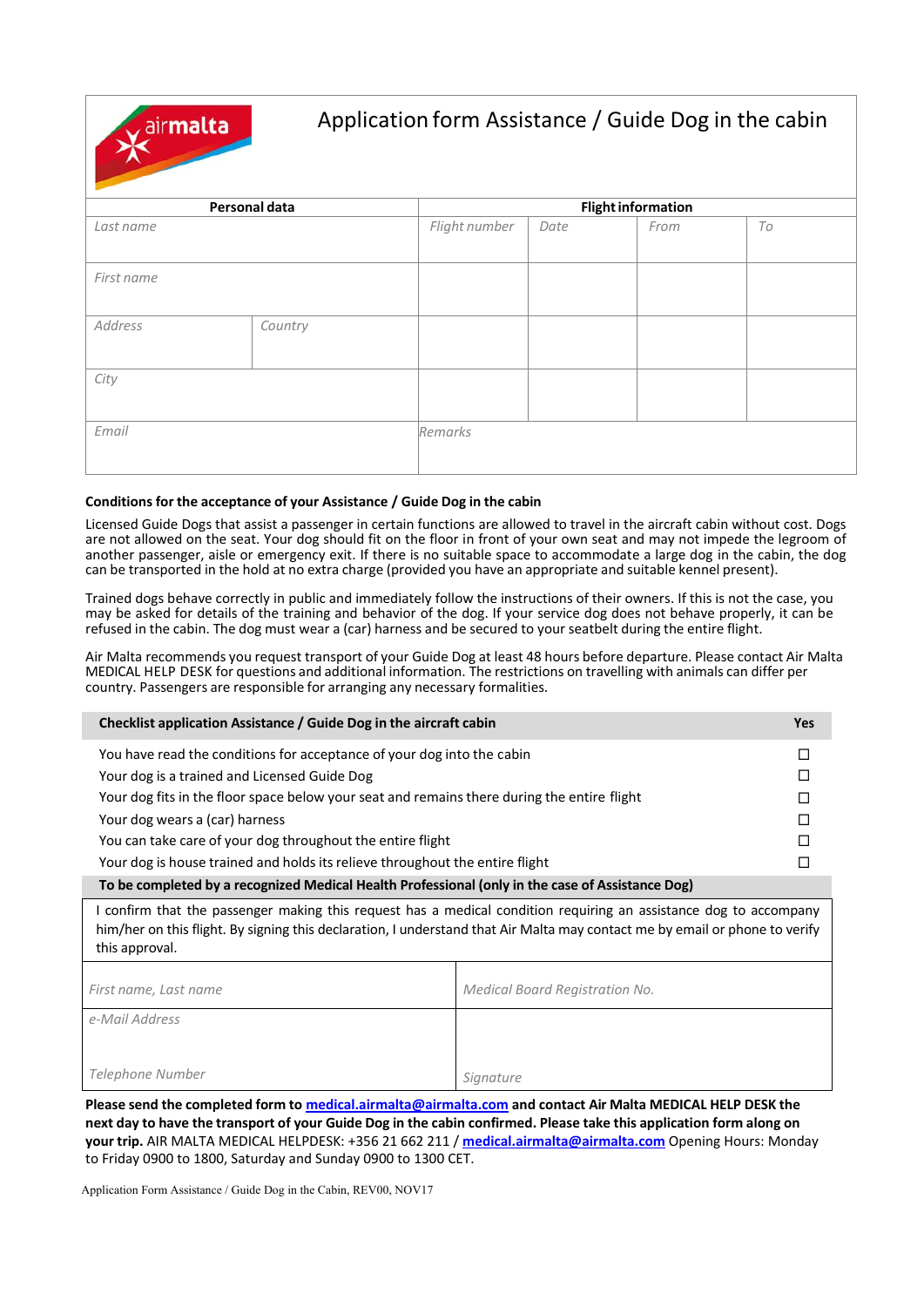# Application form Assistance / Guide Dog in the cabin

airmalta

| Personal data | | Flight information | | | |
|---|---|---|---|---|---|
| *Last name* | | *Flight number* | *Date* | *From* | *To* |
| *First name* | | | | | |
| *Address* | *Country* | | | | |
| *City* | | | | | |
| *Email* | | *Remarks* | | | |

**Conditions for the acceptance of your Assistance / Guide Dog in the cabin**

Licensed Guide Dogs that assist a passenger in certain functions are allowed to travel in the aircraft cabin without cost. Dogs are not allowed on the seat. Your dog should fit on the floor in front of your own seat and may not impede the legroom of another passenger, aisle or emergency exit. If there is no suitable space to accommodate a large dog in the cabin, the dog can be transported in the hold at no extra charge (provided you have an appropriate and suitable kennel present).

Trained dogs behave correctly in public and immediately follow the instructions of their owners. If this is not the case, you may be asked for details of the training and behavior of the dog. If your service dog does not behave properly, it can be refused in the cabin. The dog must wear a (car) harness and be secured to your seatbelt during the entire flight.

Air Malta recommends you request transport of your Guide Dog at least 48 hours before departure. Please contact Air Malta MEDICAL HELP DESK for questions and additional information. The restrictions on travelling with animals can differ per country. Passengers are responsible for arranging any necessary formalities.

| Checklist application Assistance / Guide Dog in the aircraft cabin | Yes |
|---|---|
| You have read the conditions for acceptance of your dog into the cabin | ☐ |
| Your dog is a trained and Licensed Guide Dog | ☐ |
| Your dog fits in the floor space below your seat and remains there during the entire flight | ☐ |
| Your dog wears a (car) harness | ☐ |
| You can take care of your dog throughout the entire flight | ☐ |
| Your dog is house trained and holds its relieve throughout the entire flight | ☐ |

**To be completed by a recognized Medical Health Professional (only in the case of Assistance Dog)**

I confirm that the passenger making this request has a medical condition requiring an assistance dog to accompany him/her on this flight. By signing this declaration, I understand that Air Malta may contact me by email or phone to verify this approval.

| | |
|---|---|
| *First name, Last name* | *Medical Board Registration No.* |
| *e-Mail Address*<br><br>*Telephone Number* | *Signature* |

**Please send the completed form to [medical.airmalta@airmalta.com](mailto:medical.airmalta@airmalta.com) and contact Air Malta MEDICAL HELP DESK the next day to have the transport of your Guide Dog in the cabin confirmed. Please take this application form along on your trip.** AIR MALTA MEDICAL HELPDESK: +356 21 662 211 / [medical.airmalta@airmalta.com](mailto:medical.airmalta@airmalta.com) Opening Hours: Monday to Friday 0900 to 1800, Saturday and Sunday 0900 to 1300 CET.

Application Form Assistance / Guide Dog in the Cabin, REV00, NOV17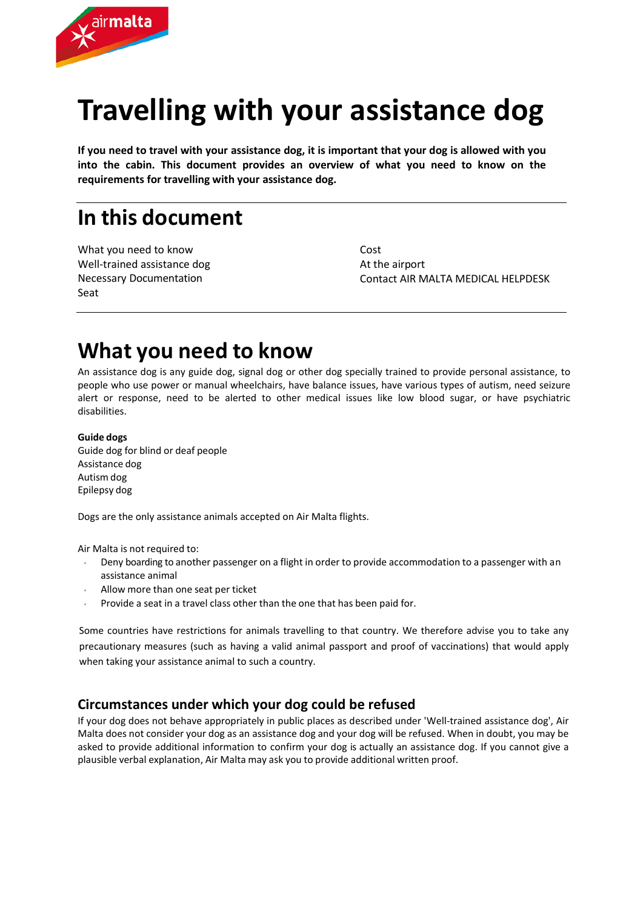# Travelling with your assistance dog

**If you need to travel with your assistance dog, it is important that your dog is allowed with you into the cabin. This document provides an overview of what you need to know on the requirements for travelling with your assistance dog.**

## In this document

What you need to know
Well-trained assistance dog
Necessary Documentation
Seat
Cost
At the airport
Contact AIR MALTA MEDICAL HELPDESK

# What you need to know

An assistance dog is any guide dog, signal dog or other dog specially trained to provide personal assistance, to people who use power or manual wheelchairs, have balance issues, have various types of autism, need seizure alert or response, need to be alerted to other medical issues like low blood sugar, or have psychiatric disabilities.

**Guide dogs**
Guide dog for blind or deaf people
Assistance dog
Autism dog
Epilepsy dog

Dogs are the only assistance animals accepted on Air Malta flights.

Air Malta is not required to:

- Deny boarding to another passenger on a flight in order to provide accommodation to a passenger with an assistance animal
- Allow more than one seat per ticket
- Provide a seat in a travel class other than the one that has been paid for.

Some countries have restrictions for animals travelling to that country. We therefore advise you to take any precautionary measures (such as having a valid animal passport and proof of vaccinations) that would apply when taking your assistance animal to such a country.

### Circumstances under which your dog could be refused

If your dog does not behave appropriately in public places as described under 'Well-trained assistance dog', Air Malta does not consider your dog as an assistance dog and your dog will be refused. When in doubt, you may be asked to provide additional information to confirm your dog is actually an assistance dog. If you cannot give a plausible verbal explanation, Air Malta may ask you to provide additional written proof.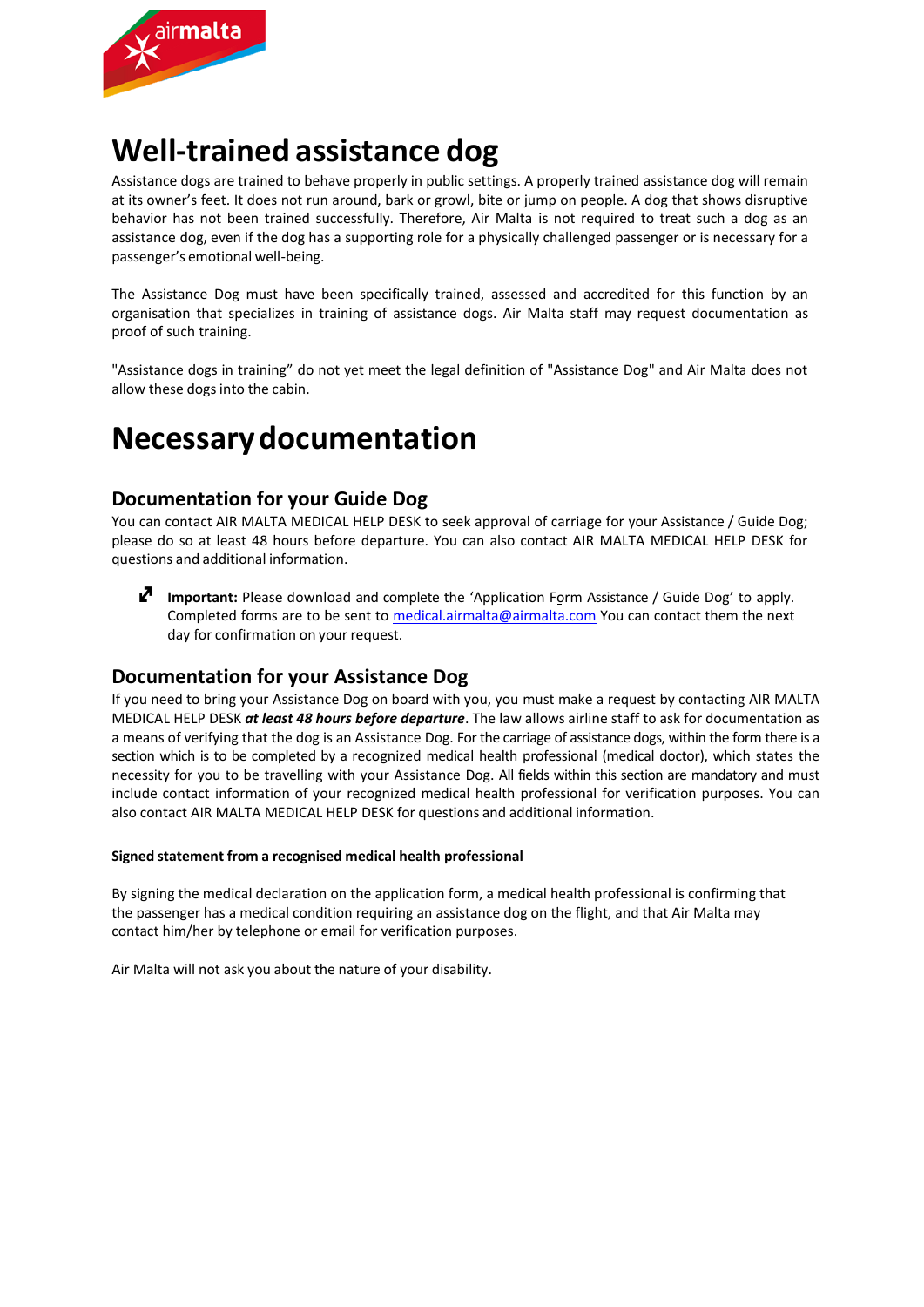# Well-trained assistance dog

Assistance dogs are trained to behave properly in public settings. A properly trained assistance dog will remain at its owner's feet. It does not run around, bark or growl, bite or jump on people. A dog that shows disruptive behavior has not been trained successfully. Therefore, Air Malta is not required to treat such a dog as an assistance dog, even if the dog has a supporting role for a physically challenged passenger or is necessary for a passenger's emotional well-being.

The Assistance Dog must have been specifically trained, assessed and accredited for this function by an organisation that specializes in training of assistance dogs. Air Malta staff may request documentation as proof of such training.

"Assistance dogs in training" do not yet meet the legal definition of "Assistance Dog" and Air Malta does not allow these dogs into the cabin.

# Necessary documentation

## Documentation for your Guide Dog

You can contact AIR MALTA MEDICAL HELP DESK to seek approval of carriage for your Assistance / Guide Dog; please do so at least 48 hours before departure. You can also contact AIR MALTA MEDICAL HELP DESK for questions and additional information.

- **Important:** Please download and complete the 'Application Form Assistance / Guide Dog' to apply. Completed forms are to be sent to medical.airmalta@airmalta.com You can contact them the next day for confirmation on your request.

## Documentation for your Assistance Dog

If you need to bring your Assistance Dog on board with you, you must make a request by contacting AIR MALTA MEDICAL HELP DESK ***at least 48 hours before departure***. The law allows airline staff to ask for documentation as a means of verifying that the dog is an Assistance Dog. For the carriage of assistance dogs, within the form there is a section which is to be completed by a recognized medical health professional (medical doctor), which states the necessity for you to be travelling with your Assistance Dog. All fields within this section are mandatory and must include contact information of your recognized medical health professional for verification purposes. You can also contact AIR MALTA MEDICAL HELP DESK for questions and additional information.

**Signed statement from a recognised medical health professional**

By signing the medical declaration on the application form, a medical health professional is confirming that the passenger has a medical condition requiring an assistance dog on the flight, and that Air Malta may contact him/her by telephone or email for verification purposes.

Air Malta will not ask you about the nature of your disability.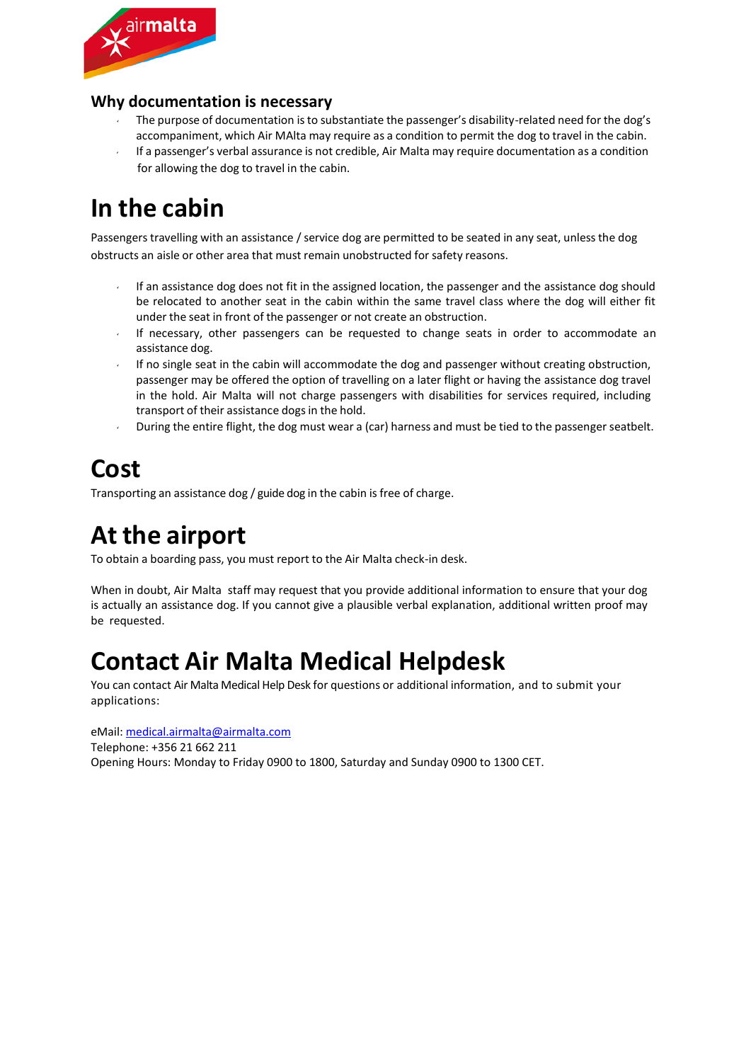### Why documentation is necessary

- The purpose of documentation is to substantiate the passenger's disability-related need for the dog's accompaniment, which Air MAlta may require as a condition to permit the dog to travel in the cabin.
- If a passenger's verbal assurance is not credible, Air Malta may require documentation as a condition for allowing the dog to travel in the cabin.

# In the cabin

Passengers travelling with an assistance / service dog are permitted to be seated in any seat, unless the dog obstructs an aisle or other area that must remain unobstructed for safety reasons.

- If an assistance dog does not fit in the assigned location, the passenger and the assistance dog should be relocated to another seat in the cabin within the same travel class where the dog will either fit under the seat in front of the passenger or not create an obstruction.
- If necessary, other passengers can be requested to change seats in order to accommodate an assistance dog.
- If no single seat in the cabin will accommodate the dog and passenger without creating obstruction, passenger may be offered the option of travelling on a later flight or having the assistance dog travel in the hold. Air Malta will not charge passengers with disabilities for services required, including transport of their assistance dogs in the hold.
- During the entire flight, the dog must wear a (car) harness and must be tied to the passenger seatbelt.

# Cost

Transporting an assistance dog / guide dog in the cabin is free of charge.

# At the airport

To obtain a boarding pass, you must report to the Air Malta check-in desk.

When in doubt, Air Malta staff may request that you provide additional information to ensure that your dog is actually an assistance dog. If you cannot give a plausible verbal explanation, additional written proof may be requested.

# Contact Air Malta Medical Helpdesk

You can contact Air Malta Medical Help Desk for questions or additional information, and to submit your applications:

eMail: medical.airmalta@airmalta.com
Telephone: +356 21 662 211
Opening Hours: Monday to Friday 0900 to 1800, Saturday and Sunday 0900 to 1300 CET.